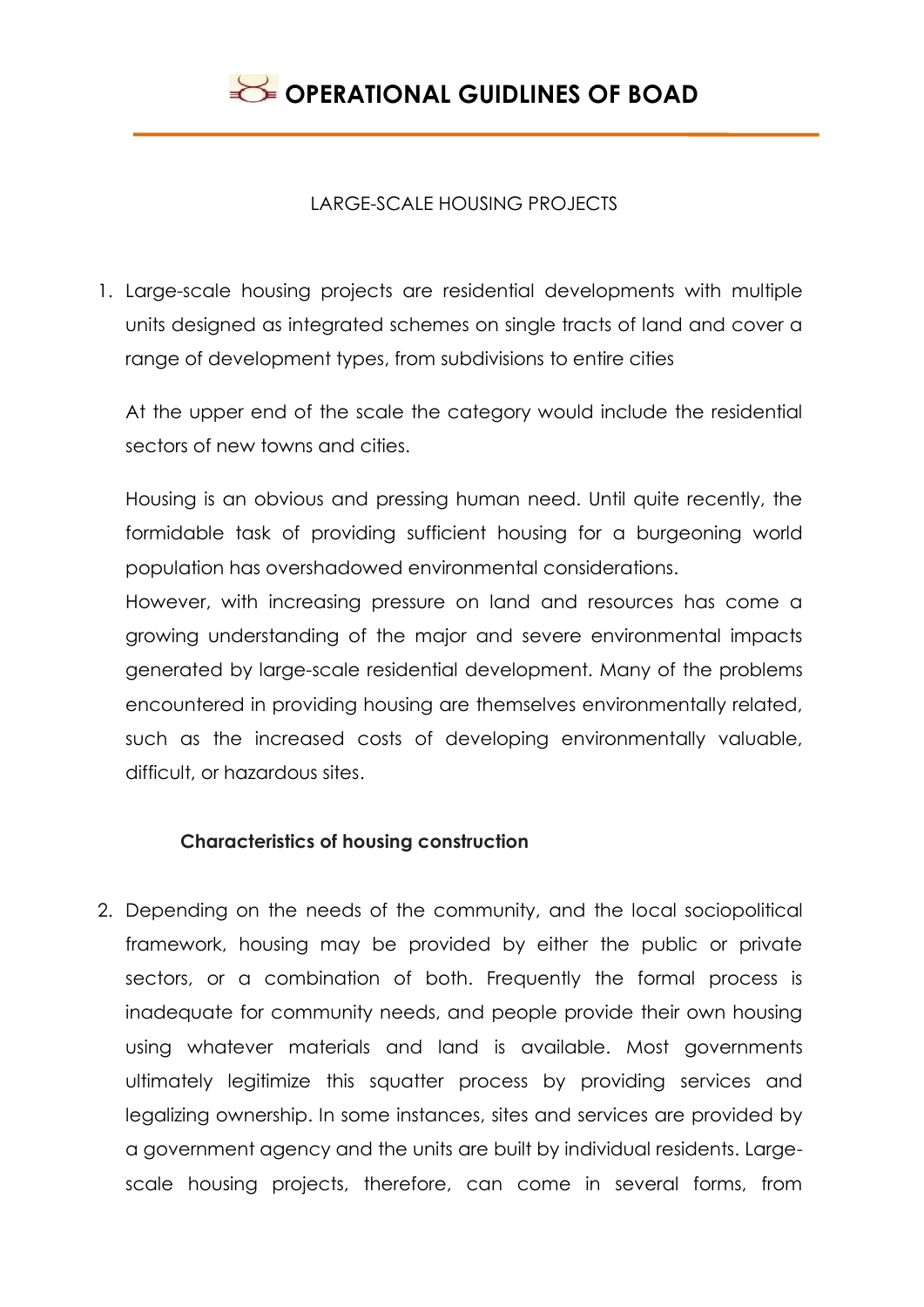# OPERATIONAL GUIDLINES OF BOAD

LARGE-SCALE HOUSING PROJECTS

1. Large-scale housing projects are residential developments with multiple units designed as integrated schemes on single tracts of land and cover a range of development types, from subdivisions to entire cities

   At the upper end of the scale the category would include the residential sectors of new towns and cities.

   Housing is an obvious and pressing human need. Until quite recently, the formidable task of providing sufficient housing for a burgeoning world population has overshadowed environmental considerations.
   However, with increasing pressure on land and resources has come a growing understanding of the major and severe environmental impacts generated by large-scale residential development. Many of the problems encountered in providing housing are themselves environmentally related, such as the increased costs of developing environmentally valuable, difficult, or hazardous sites.

### Characteristics of housing construction

2. Depending on the needs of the community, and the local sociopolitical framework, housing may be provided by either the public or private sectors, or a combination of both. Frequently the formal process is inadequate for community needs, and people provide their own housing using whatever materials and land is available. Most governments ultimately legitimize this squatter process by providing services and legalizing ownership. In some instances, sites and services are provided by a government agency and the units are built by individual residents. Large-scale housing projects, therefore, can come in several forms, from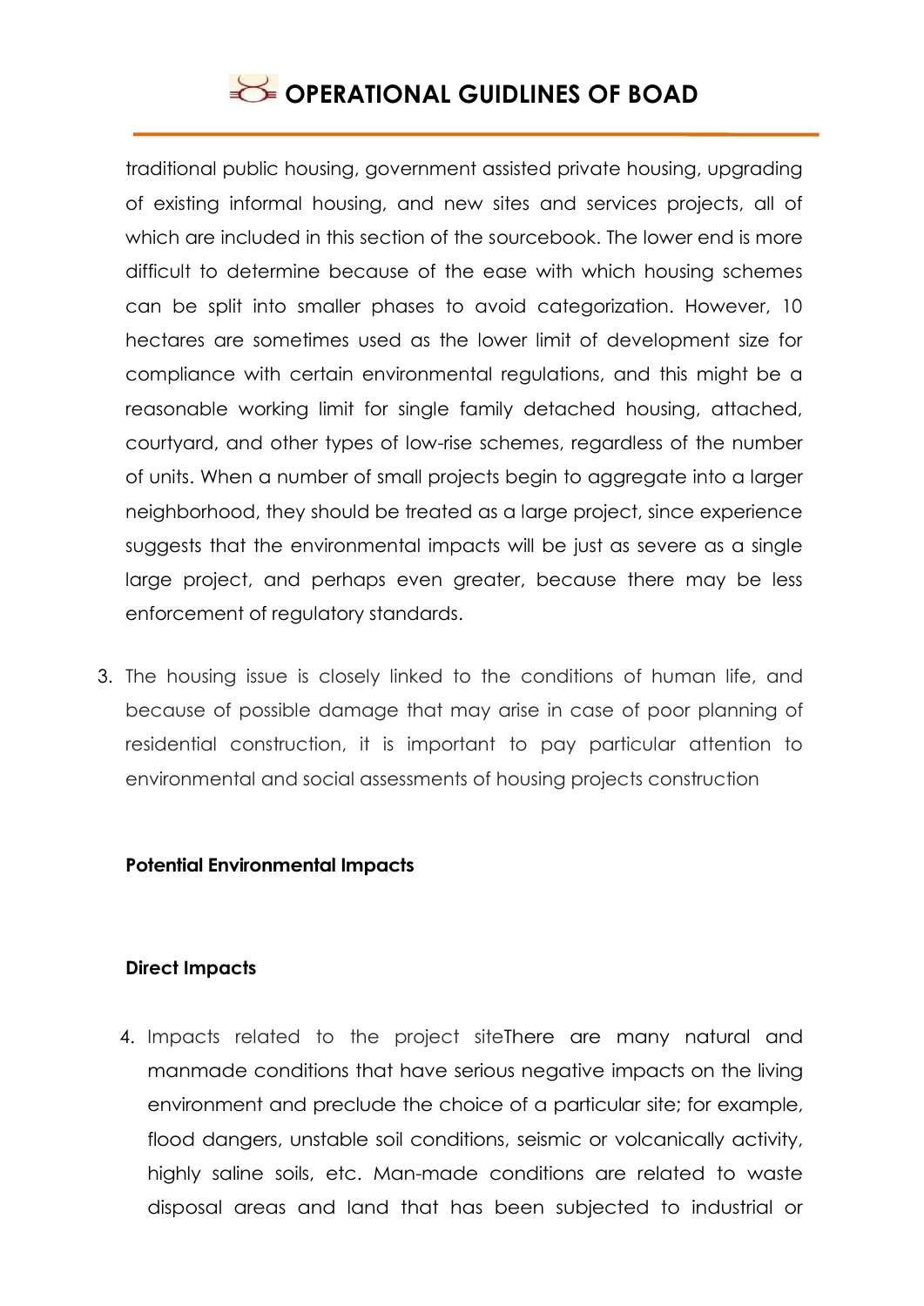traditional public housing, government assisted private housing, upgrading of existing informal housing, and new sites and services projects, all of which are included in this section of the sourcebook. The lower end is more difficult to determine because of the ease with which housing schemes can be split into smaller phases to avoid categorization. However, 10 hectares are sometimes used as the lower limit of development size for compliance with certain environmental regulations, and this might be a reasonable working limit for single family detached housing, attached, courtyard, and other types of low-rise schemes, regardless of the number of units. When a number of small projects begin to aggregate into a larger neighborhood, they should be treated as a large project, since experience suggests that the environmental impacts will be just as severe as a single large project, and perhaps even greater, because there may be less enforcement of regulatory standards.

3. The housing issue is closely linked to the conditions of human life, and because of possible damage that may arise in case of poor planning of residential construction, it is important to pay particular attention to environmental and social assessments of housing projects construction

**Potential Environmental Impacts**

**Direct Impacts**

4. Impacts related to the project siteThere are many natural and manmade conditions that have serious negative impacts on the living environment and preclude the choice of a particular site; for example, flood dangers, unstable soil conditions, seismic or volcanically activity, highly saline soils, etc. Man-made conditions are related to waste disposal areas and land that has been subjected to industrial or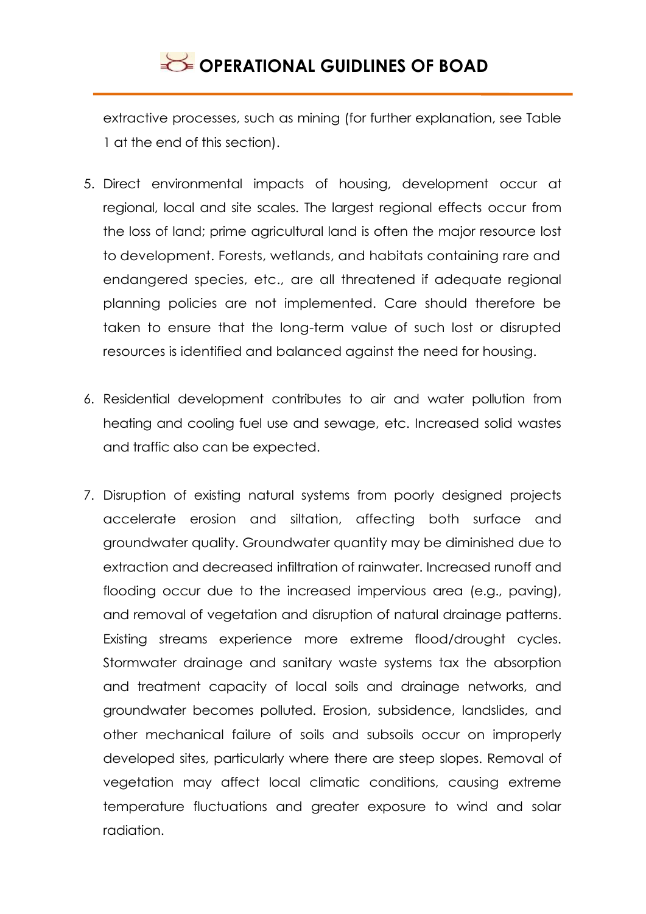extractive processes, such as mining (for further explanation, see Table 1 at the end of this section).

5. Direct environmental impacts of housing, development occur at regional, local and site scales. The largest regional effects occur from the loss of land; prime agricultural land is often the major resource lost to development. Forests, wetlands, and habitats containing rare and endangered species, etc., are all threatened if adequate regional planning policies are not implemented. Care should therefore be taken to ensure that the long-term value of such lost or disrupted resources is identified and balanced against the need for housing.

6. Residential development contributes to air and water pollution from heating and cooling fuel use and sewage, etc. Increased solid wastes and traffic also can be expected.

7. Disruption of existing natural systems from poorly designed projects accelerate erosion and siltation, affecting both surface and groundwater quality. Groundwater quantity may be diminished due to extraction and decreased infiltration of rainwater. Increased runoff and flooding occur due to the increased impervious area (e.g., paving), and removal of vegetation and disruption of natural drainage patterns. Existing streams experience more extreme flood/drought cycles. Stormwater drainage and sanitary waste systems tax the absorption and treatment capacity of local soils and drainage networks, and groundwater becomes polluted. Erosion, subsidence, landslides, and other mechanical failure of soils and subsoils occur on improperly developed sites, particularly where there are steep slopes. Removal of vegetation may affect local climatic conditions, causing extreme temperature fluctuations and greater exposure to wind and solar radiation.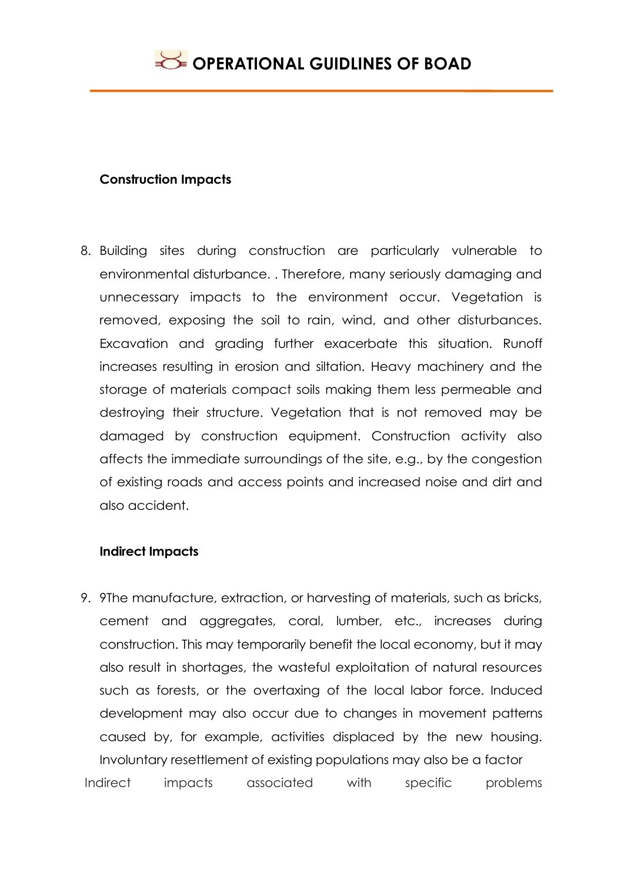**Construction Impacts**

8. Building sites during construction are particularly vulnerable to environmental disturbance. . Therefore, many seriously damaging and unnecessary impacts to the environment occur. Vegetation is removed, exposing the soil to rain, wind, and other disturbances. Excavation and grading further exacerbate this situation. Runoff increases resulting in erosion and siltation. Heavy machinery and the storage of materials compact soils making them less permeable and destroying their structure. Vegetation that is not removed may be damaged by construction equipment. Construction activity also affects the immediate surroundings of the site, e.g., by the congestion of existing roads and access points and increased noise and dirt and also accident.

**Indirect Impacts**

9. 9The manufacture, extraction, or harvesting of materials, such as bricks, cement and aggregates, coral, lumber, etc., increases during construction. This may temporarily benefit the local economy, but it may also result in shortages, the wasteful exploitation of natural resources such as forests, or the overtaxing of the local labor force. Induced development may also occur due to changes in movement patterns caused by, for example, activities displaced by the new housing. Involuntary resettlement of existing populations may also be a factor

Indirect impacts associated with specific problems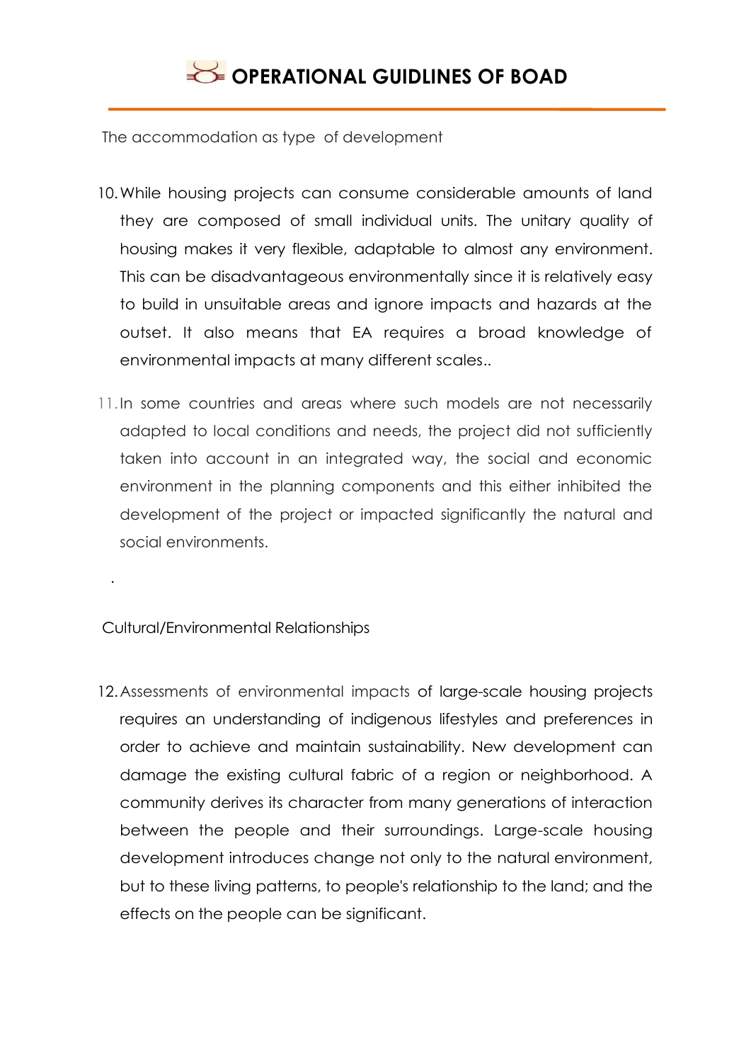The accommodation as type of development

10. While housing projects can consume considerable amounts of land they are composed of small individual units. The unitary quality of housing makes it very flexible, adaptable to almost any environment. This can be disadvantageous environmentally since it is relatively easy to build in unsuitable areas and ignore impacts and hazards at the outset. It also means that EA requires a broad knowledge of environmental impacts at many different scales..

11. In some countries and areas where such models are not necessarily adapted to local conditions and needs, the project did not sufficiently taken into account in an integrated way, the social and economic environment in the planning components and this either inhibited the development of the project or impacted significantly the natural and social environments.

.

Cultural/Environmental Relationships

12. Assessments of environmental impacts of large-scale housing projects requires an understanding of indigenous lifestyles and preferences in order to achieve and maintain sustainability. New development can damage the existing cultural fabric of a region or neighborhood. A community derives its character from many generations of interaction between the people and their surroundings. Large-scale housing development introduces change not only to the natural environment, but to these living patterns, to people's relationship to the land; and the effects on the people can be significant.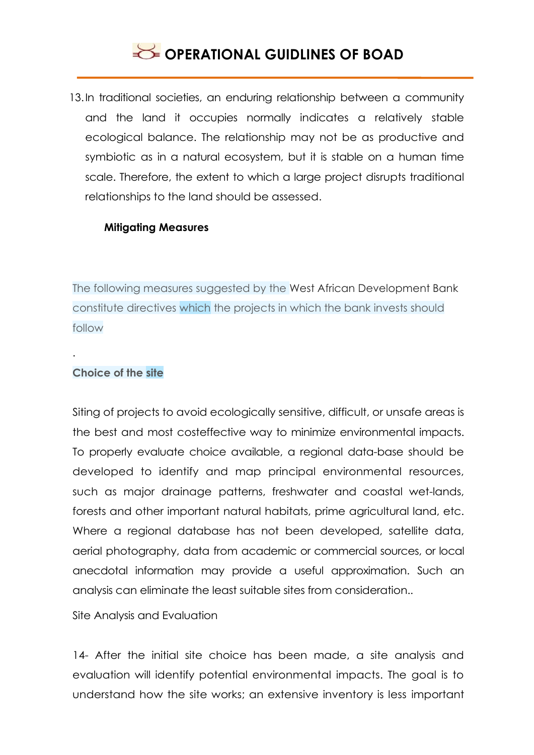13. In traditional societies, an enduring relationship between a community and the land it occupies normally indicates a relatively stable ecological balance. The relationship may not be as productive and symbiotic as in a natural ecosystem, but it is stable on a human time scale. Therefore, the extent to which a large project disrupts traditional relationships to the land should be assessed.

**Mitigating Measures**

The following measures suggested by the West African Development Bank constitute directives which the projects in which the bank invests should follow

.

**Choice of the site**

Siting of projects to avoid ecologically sensitive, difficult, or unsafe areas is the best and most costeffective way to minimize environmental impacts. To properly evaluate choice available, a regional data-base should be developed to identify and map principal environmental resources, such as major drainage patterns, freshwater and coastal wet-lands, forests and other important natural habitats, prime agricultural land, etc. Where a regional database has not been developed, satellite data, aerial photography, data from academic or commercial sources, or local anecdotal information may provide a useful approximation. Such an analysis can eliminate the least suitable sites from consideration..

Site Analysis and Evaluation

14- After the initial site choice has been made, a site analysis and evaluation will identify potential environmental impacts. The goal is to understand how the site works; an extensive inventory is less important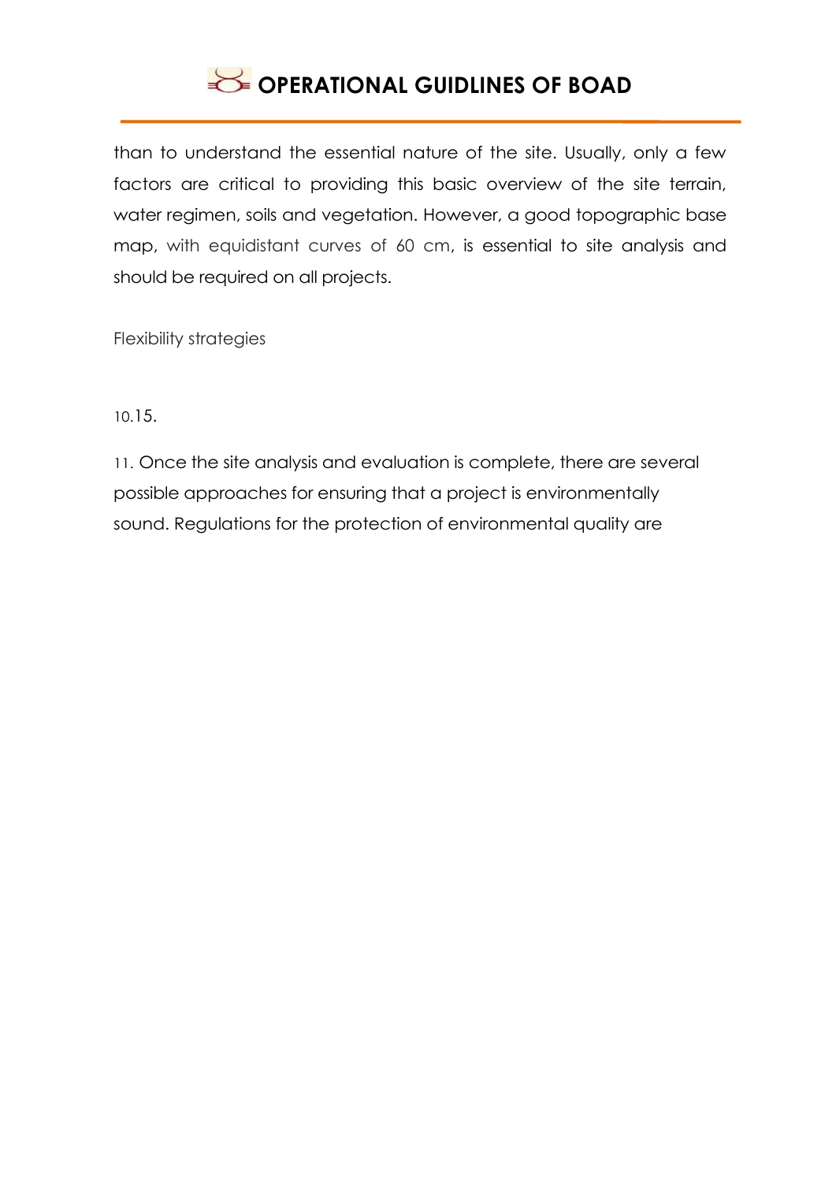than to understand the essential nature of the site. Usually, only a few factors are critical to providing this basic overview of the site terrain, water regimen, soils and vegetation. However, a good topographic base map, with equidistant curves of 60 cm, is essential to site analysis and should be required on all projects.

Flexibility strategies

10.15.

11. Once the site analysis and evaluation is complete, there are several possible approaches for ensuring that a project is environmentally sound. Regulations for the protection of environmental quality are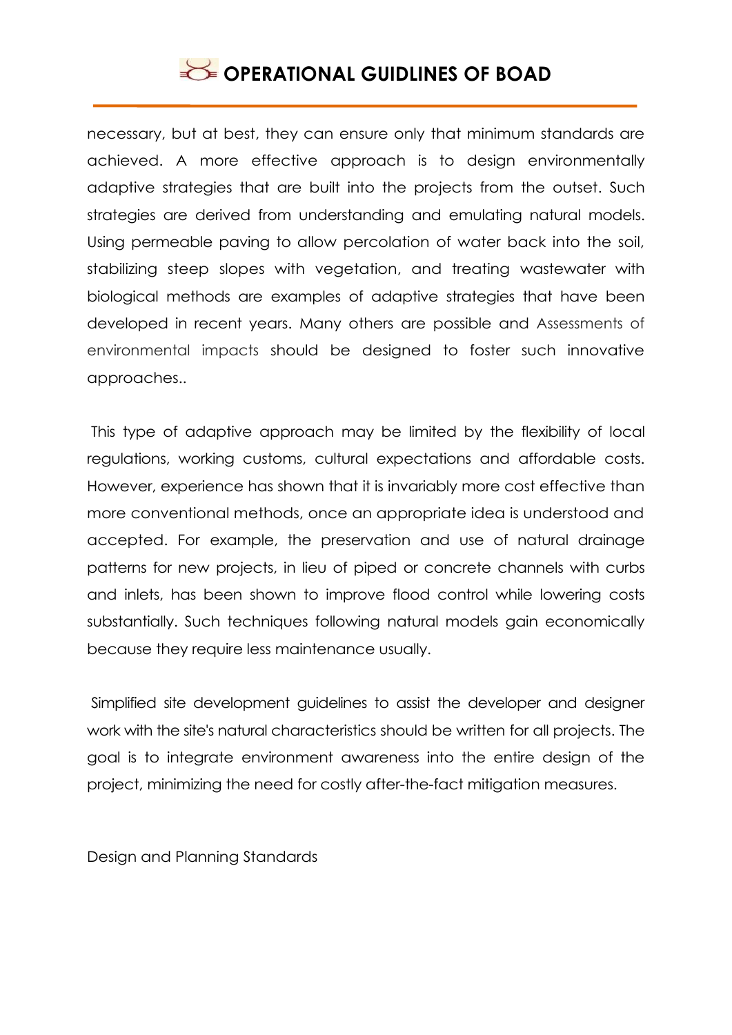necessary, but at best, they can ensure only that minimum standards are achieved. A more effective approach is to design environmentally adaptive strategies that are built into the projects from the outset. Such strategies are derived from understanding and emulating natural models. Using permeable paving to allow percolation of water back into the soil, stabilizing steep slopes with vegetation, and treating wastewater with biological methods are examples of adaptive strategies that have been developed in recent years. Many others are possible and Assessments of environmental impacts should be designed to foster such innovative approaches..

This type of adaptive approach may be limited by the flexibility of local regulations, working customs, cultural expectations and affordable costs. However, experience has shown that it is invariably more cost effective than more conventional methods, once an appropriate idea is understood and accepted. For example, the preservation and use of natural drainage patterns for new projects, in lieu of piped or concrete channels with curbs and inlets, has been shown to improve flood control while lowering costs substantially. Such techniques following natural models gain economically because they require less maintenance usually.

Simplified site development guidelines to assist the developer and designer work with the site's natural characteristics should be written for all projects. The goal is to integrate environment awareness into the entire design of the project, minimizing the need for costly after-the-fact mitigation measures.

Design and Planning Standards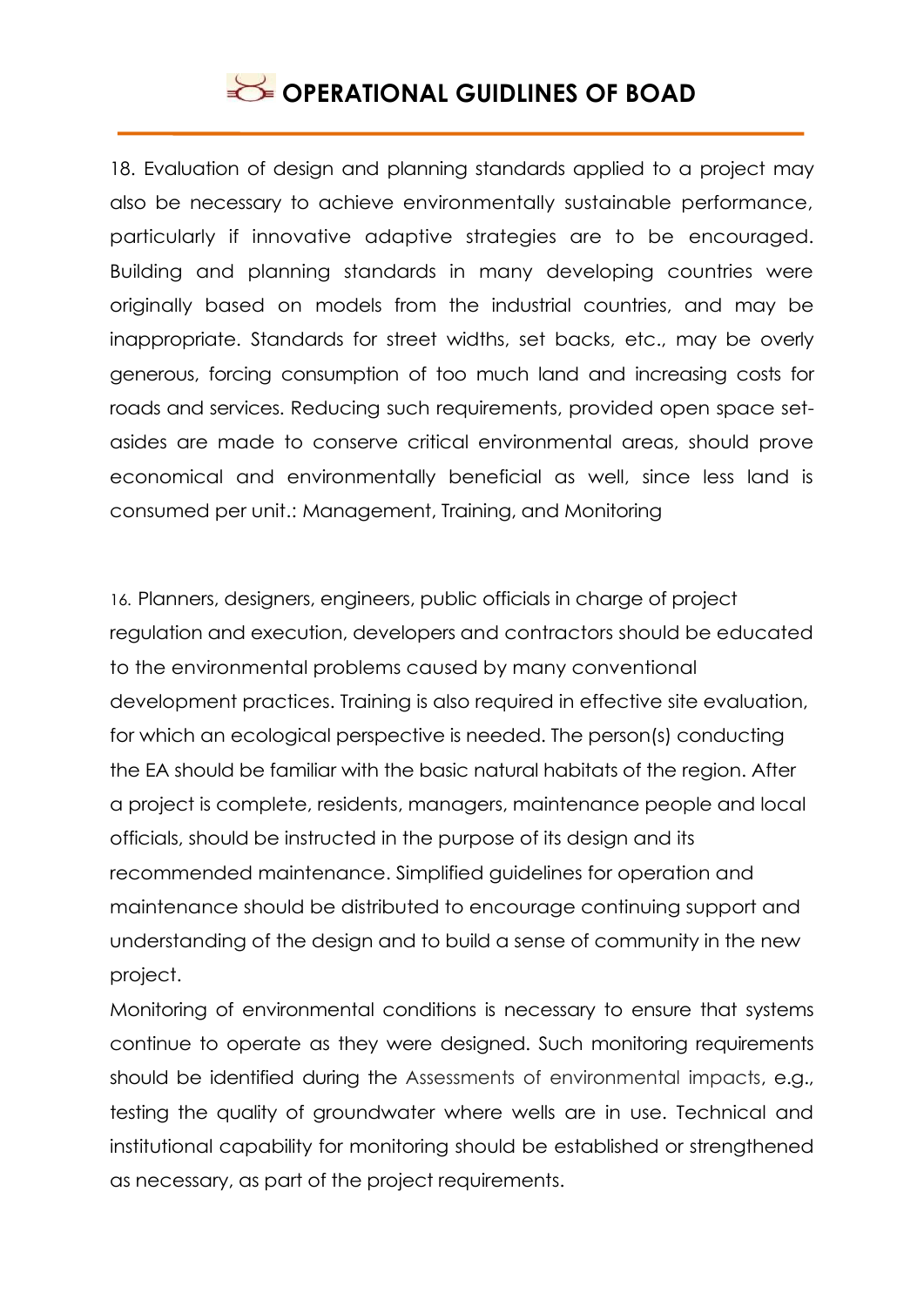18. Evaluation of design and planning standards applied to a project may also be necessary to achieve environmentally sustainable performance, particularly if innovative adaptive strategies are to be encouraged. Building and planning standards in many developing countries were originally based on models from the industrial countries, and may be inappropriate. Standards for street widths, set backs, etc., may be overly generous, forcing consumption of too much land and increasing costs for roads and services. Reducing such requirements, provided open space set-asides are made to conserve critical environmental areas, should prove economical and environmentally beneficial as well, since less land is consumed per unit.: Management, Training, and Monitoring

16. Planners, designers, engineers, public officials in charge of project regulation and execution, developers and contractors should be educated to the environmental problems caused by many conventional development practices. Training is also required in effective site evaluation, for which an ecological perspective is needed. The person(s) conducting the EA should be familiar with the basic natural habitats of the region. After a project is complete, residents, managers, maintenance people and local officials, should be instructed in the purpose of its design and its recommended maintenance. Simplified guidelines for operation and maintenance should be distributed to encourage continuing support and understanding of the design and to build a sense of community in the new project.

Monitoring of environmental conditions is necessary to ensure that systems continue to operate as they were designed. Such monitoring requirements should be identified during the Assessments of environmental impacts, e.g., testing the quality of groundwater where wells are in use. Technical and institutional capability for monitoring should be established or strengthened as necessary, as part of the project requirements.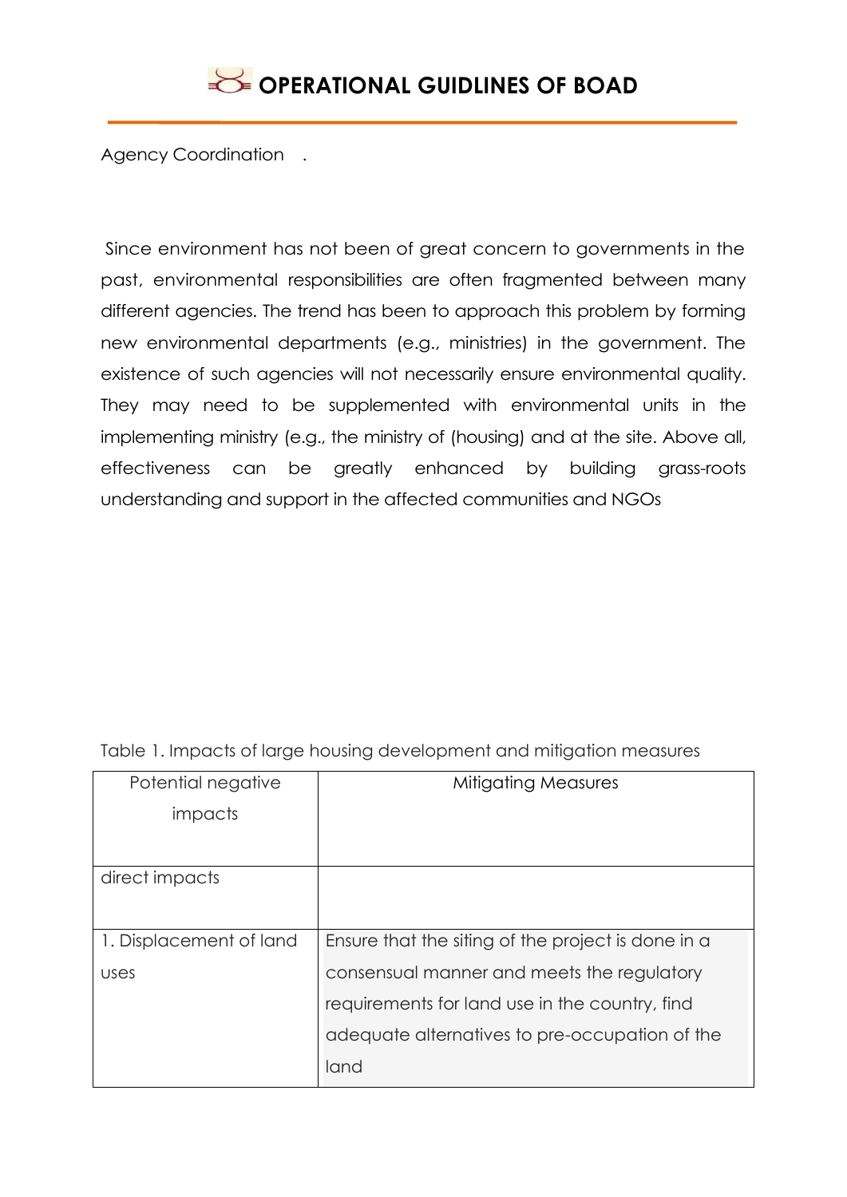Agency Coordination .

Since environment has not been of great concern to governments in the past, environmental responsibilities are often fragmented between many different agencies. The trend has been to approach this problem by forming new environmental departments (e.g., ministries) in the government. The existence of such agencies will not necessarily ensure environmental quality. They may need to be supplemented with environmental units in the implementing ministry (e.g., the ministry of (housing) and at the site. Above all, effectiveness can be greatly enhanced by building grass-roots understanding and support in the affected communities and NGOs

Table 1. Impacts of large housing development and mitigation measures

| Potential negative impacts | Mitigating Measures |
|---|---|
| direct impacts | |
| 1. Displacement of land uses | Ensure that the siting of the project is done in a consensual manner and meets the regulatory requirements for land use in the country, find adequate alternatives to pre-occupation of the land |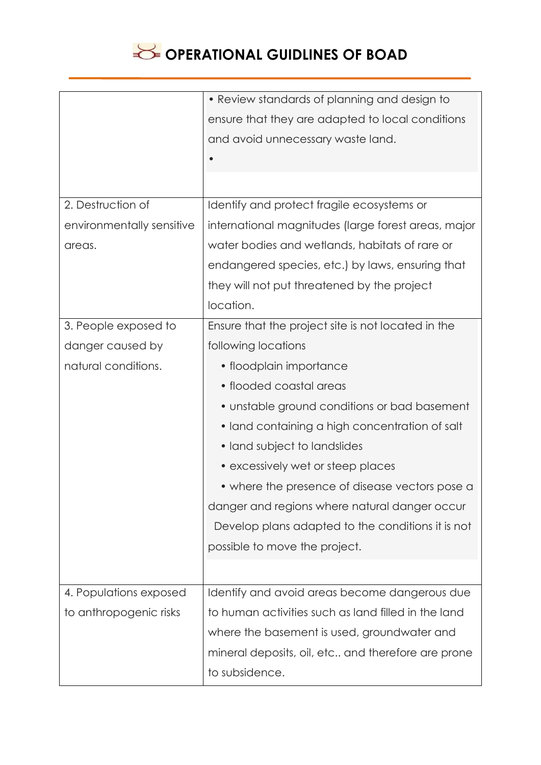| | |
|---|---|
| | • Review standards of planning and design to ensure that they are adapted to local conditions and avoid unnecessary waste land.<br>• |
| 2. Destruction of environmentally sensitive areas. | Identify and protect fragile ecosystems or international magnitudes (large forest areas, major water bodies and wetlands, habitats of rare or endangered species, etc.) by laws, ensuring that they will not put threatened by the project location. |
| 3. People exposed to danger caused by natural conditions. | Ensure that the project site is not located in the following locations<br>• floodplain importance<br>• flooded coastal areas<br>• unstable ground conditions or bad basement<br>• land containing a high concentration of salt<br>• land subject to landslides<br>• excessively wet or steep places<br>• where the presence of disease vectors pose a danger and regions where natural danger occur<br>Develop plans adapted to the conditions it is not possible to move the project. |
| 4. Populations exposed to anthropogenic risks | Identify and avoid areas become dangerous due to human activities such as land filled in the land where the basement is used, groundwater and mineral deposits, oil, etc.. and therefore are prone to subsidence. |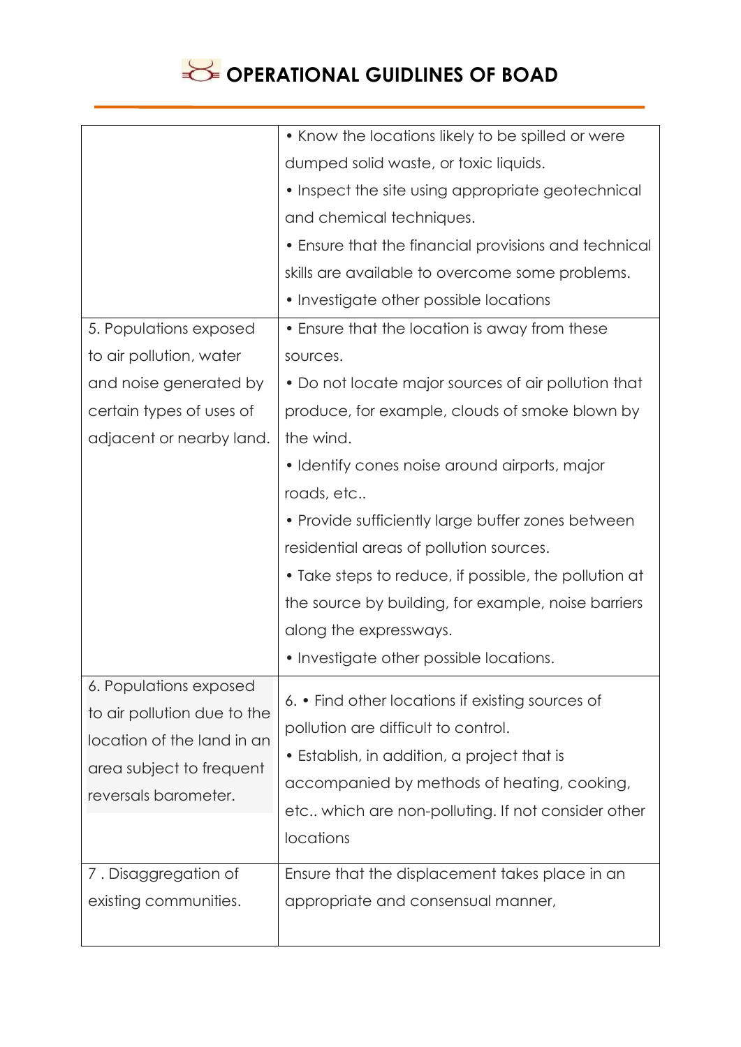| | |
|---|---|
| | • Know the locations likely to be spilled or were dumped solid waste, or toxic liquids.<br>• Inspect the site using appropriate geotechnical and chemical techniques.<br>• Ensure that the financial provisions and technical skills are available to overcome some problems.<br>• Investigate other possible locations |
| 5. Populations exposed to air pollution, water and noise generated by certain types of uses of adjacent or nearby land. | • Ensure that the location is away from these sources.<br>• Do not locate major sources of air pollution that produce, for example, clouds of smoke blown by the wind.<br>• Identify cones noise around airports, major roads, etc..<br>• Provide sufficiently large buffer zones between residential areas of pollution sources.<br>• Take steps to reduce, if possible, the pollution at the source by building, for example, noise barriers along the expressways.<br>• Investigate other possible locations. |
| 6. Populations exposed to air pollution due to the location of the land in an area subject to frequent reversals barometer. | 6. • Find other locations if existing sources of pollution are difficult to control.<br>• Establish, in addition, a project that is accompanied by methods of heating, cooking, etc.. which are non-polluting. If not consider other locations |
| 7 . Disaggregation of existing communities. | Ensure that the displacement takes place in an appropriate and consensual manner, |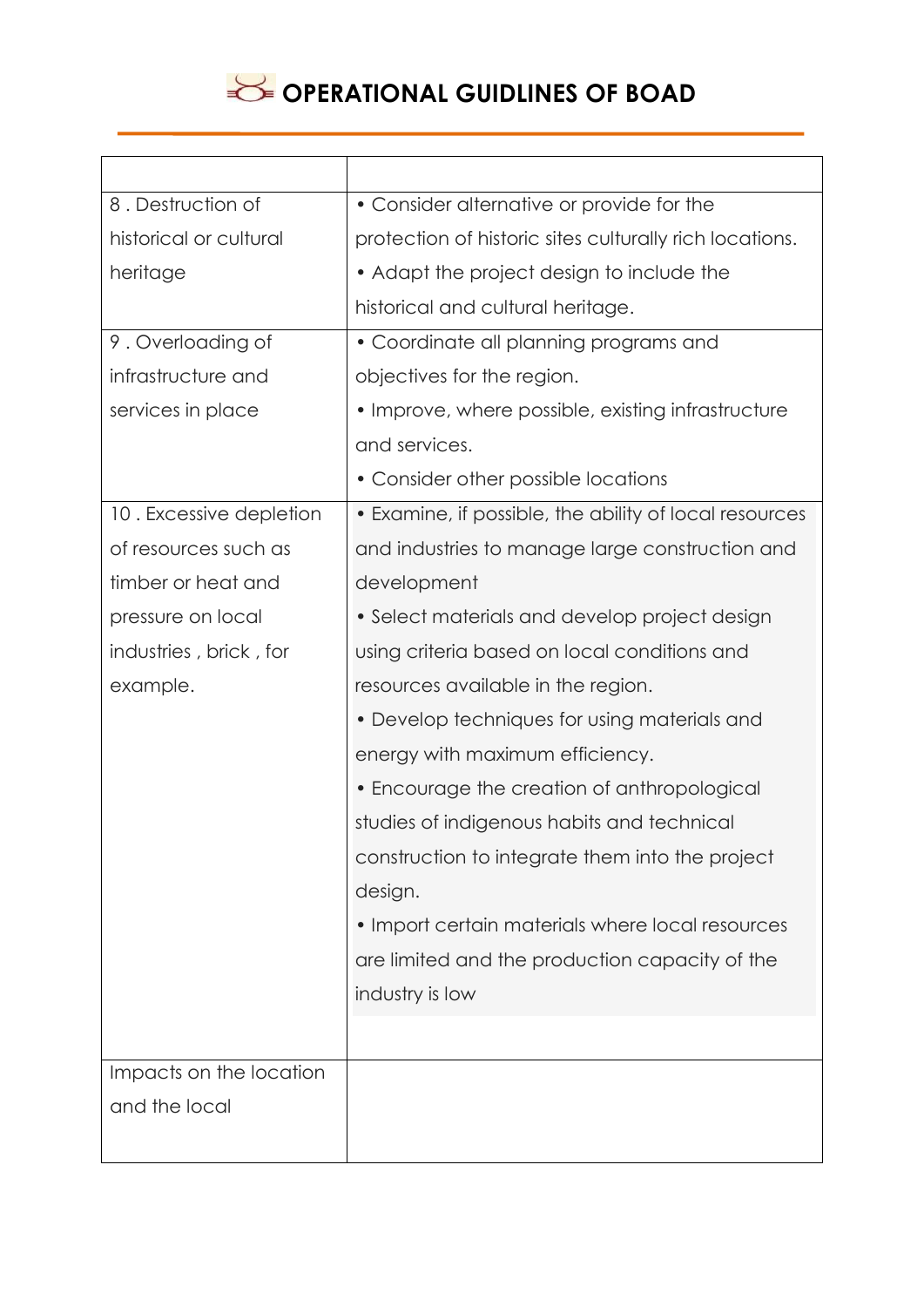| | |
|---|---|
| 8 . Destruction of historical or cultural heritage | • Consider alternative or provide for the protection of historic sites culturally rich locations.<br>• Adapt the project design to include the historical and cultural heritage. |
| 9 . Overloading of infrastructure and services in place | • Coordinate all planning programs and objectives for the region.<br>• Improve, where possible, existing infrastructure and services.<br>• Consider other possible locations |
| 10 . Excessive depletion of resources such as timber or heat and pressure on local industries , brick , for example. | • Examine, if possible, the ability of local resources and industries to manage large construction and development<br>• Select materials and develop project design using criteria based on local conditions and resources available in the region.<br>• Develop techniques for using materials and energy with maximum efficiency.<br>• Encourage the creation of anthropological studies of indigenous habits and technical construction to integrate them into the project design.<br>• Import certain materials where local resources are limited and the production capacity of the industry is low |
| Impacts on the location and the local | |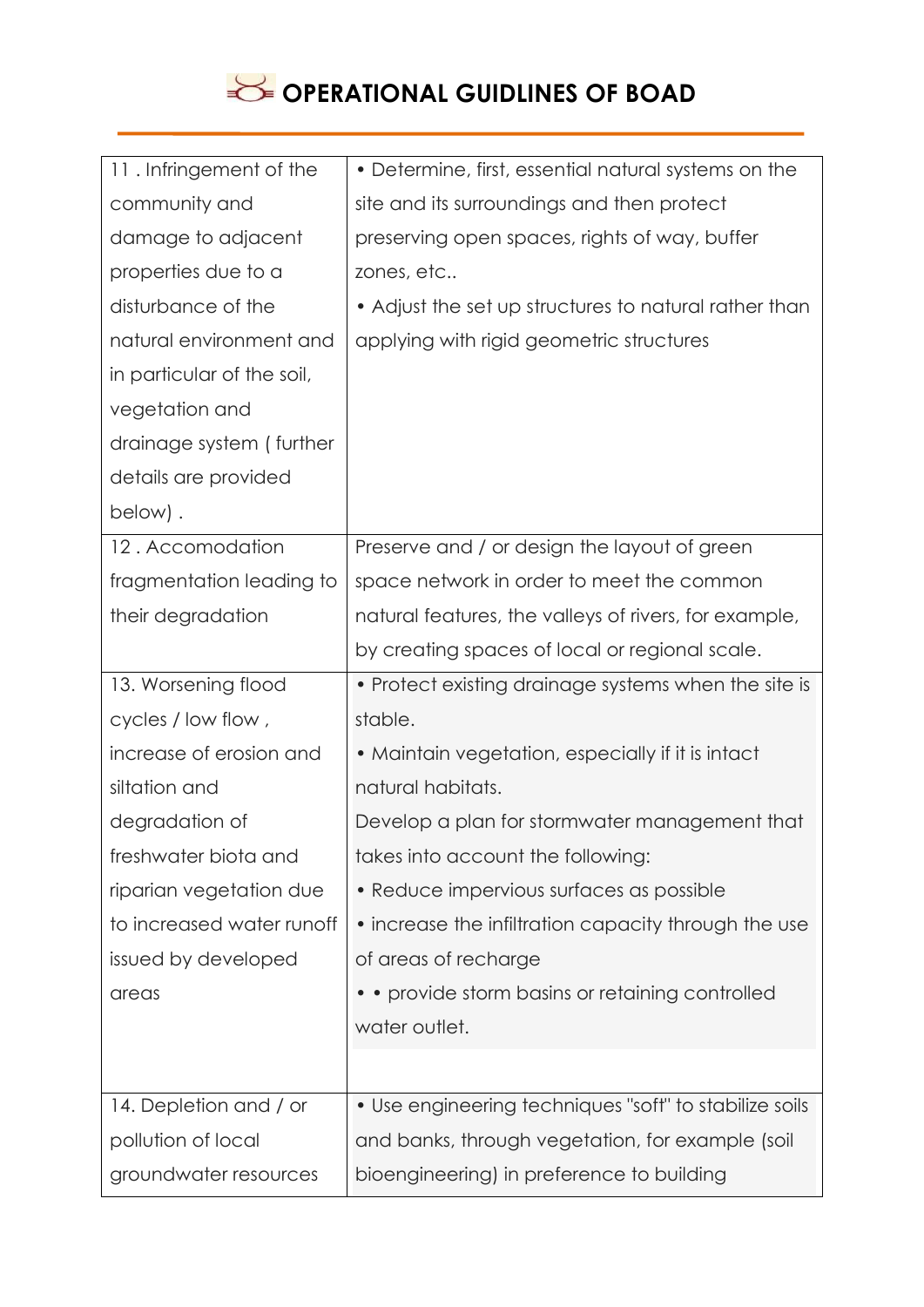| 11 . Infringement of the community and damage to adjacent properties due to a disturbance of the natural environment and in particular of the soil, vegetation and drainage system ( further details are provided below) . | • Determine, first, essential natural systems on the site and its surroundings and then protect preserving open spaces, rights of way, buffer zones, etc..<br>• Adjust the set up structures to natural rather than applying with rigid geometric structures |
|---|---|
| 12 . Accomodation fragmentation leading to their degradation | Preserve and / or design the layout of green space network in order to meet the common natural features, the valleys of rivers, for example, by creating spaces of local or regional scale. |
| 13. Worsening flood cycles / low flow , increase of erosion and siltation and degradation of freshwater biota and riparian vegetation due to increased water runoff issued by developed areas | • Protect existing drainage systems when the site is stable.<br>• Maintain vegetation, especially if it is intact natural habitats.<br>Develop a plan for stormwater management that takes into account the following:<br>• Reduce impervious surfaces as possible<br>• increase the infiltration capacity through the use of areas of recharge<br>• • provide storm basins or retaining controlled water outlet. |
| 14. Depletion and / or pollution of local groundwater resources | • Use engineering techniques "soft" to stabilize soils and banks, through vegetation, for example (soil bioengineering) in preference to building |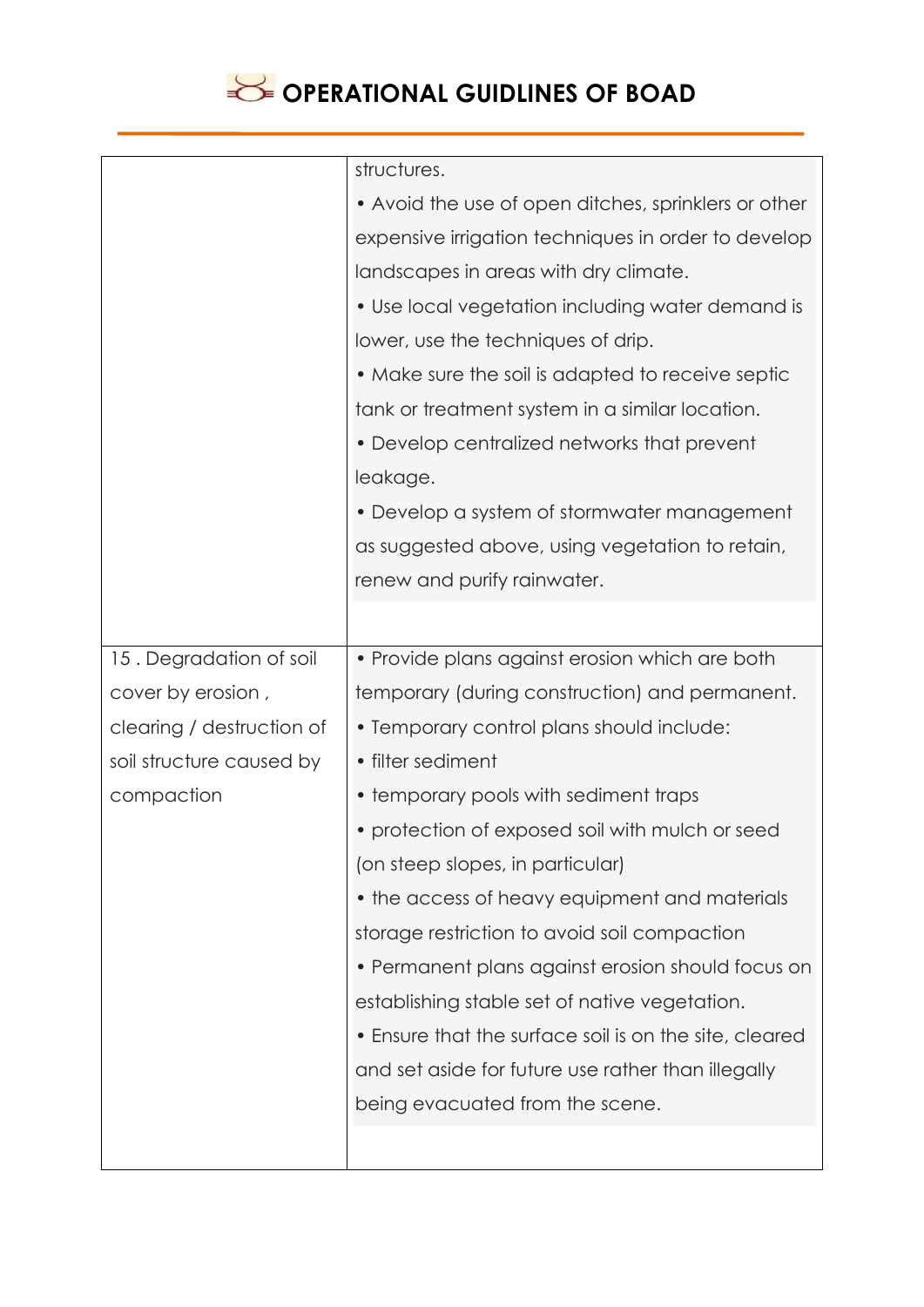| | |
|---|---|
| | structures.<br>• Avoid the use of open ditches, sprinklers or other expensive irrigation techniques in order to develop landscapes in areas with dry climate.<br>• Use local vegetation including water demand is lower, use the techniques of drip.<br>• Make sure the soil is adapted to receive septic tank or treatment system in a similar location.<br>• Develop centralized networks that prevent leakage.<br>• Develop a system of stormwater management as suggested above, using vegetation to retain, renew and purify rainwater. |
| 15 . Degradation of soil cover by erosion , clearing / destruction of soil structure caused by compaction | • Provide plans against erosion which are both temporary (during construction) and permanent.<br>• Temporary control plans should include:<br>• filter sediment<br>• temporary pools with sediment traps<br>• protection of exposed soil with mulch or seed (on steep slopes, in particular)<br>• the access of heavy equipment and materials storage restriction to avoid soil compaction<br>• Permanent plans against erosion should focus on establishing stable set of native vegetation.<br>• Ensure that the surface soil is on the site, cleared and set aside for future use rather than illegally being evacuated from the scene. |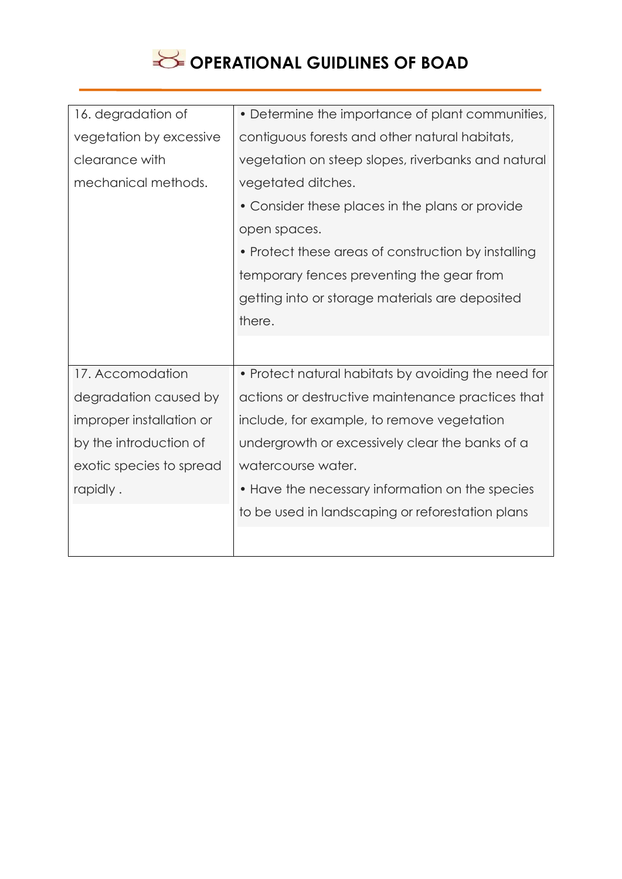| | |
|---|---|
| 16. degradation of vegetation by excessive clearance with mechanical methods. | • Determine the importance of plant communities, contiguous forests and other natural habitats, vegetation on steep slopes, riverbanks and natural vegetated ditches.<br>• Consider these places in the plans or provide open spaces.<br>• Protect these areas of construction by installing temporary fences preventing the gear from getting into or storage materials are deposited there. |
| 17. Accomodation degradation caused by improper installation or by the introduction of exotic species to spread rapidly . | • Protect natural habitats by avoiding the need for actions or destructive maintenance practices that include, for example, to remove vegetation undergrowth or excessively clear the banks of a watercourse water.<br>• Have the necessary information on the species to be used in landscaping or reforestation plans |